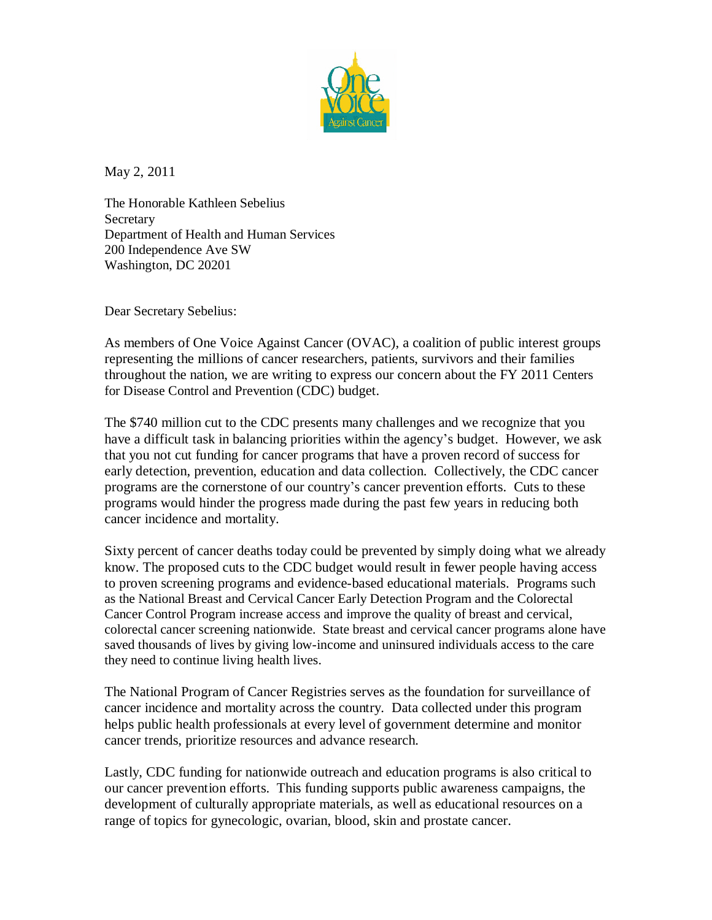May 2, 2011

The Honorable Kathleen Sebelius
Secretary
Department of Health and Human Services
200 Independence Ave SW
Washington, DC 20201

Dear Secretary Sebelius:

As members of One Voice Against Cancer (OVAC), a coalition of public interest groups representing the millions of cancer researchers, patients, survivors and their families throughout the nation, we are writing to express our concern about the FY 2011 Centers for Disease Control and Prevention (CDC) budget.

The $740 million cut to the CDC presents many challenges and we recognize that you have a difficult task in balancing priorities within the agency's budget. However, we ask that you not cut funding for cancer programs that have a proven record of success for early detection, prevention, education and data collection. Collectively, the CDC cancer programs are the cornerstone of our country's cancer prevention efforts. Cuts to these programs would hinder the progress made during the past few years in reducing both cancer incidence and mortality.

Sixty percent of cancer deaths today could be prevented by simply doing what we already know. The proposed cuts to the CDC budget would result in fewer people having access to proven screening programs and evidence-based educational materials. Programs such as the National Breast and Cervical Cancer Early Detection Program and the Colorectal Cancer Control Program increase access and improve the quality of breast and cervical, colorectal cancer screening nationwide. State breast and cervical cancer programs alone have saved thousands of lives by giving low-income and uninsured individuals access to the care they need to continue living health lives.

The National Program of Cancer Registries serves as the foundation for surveillance of cancer incidence and mortality across the country. Data collected under this program helps public health professionals at every level of government determine and monitor cancer trends, prioritize resources and advance research.

Lastly, CDC funding for nationwide outreach and education programs is also critical to our cancer prevention efforts. This funding supports public awareness campaigns, the development of culturally appropriate materials, as well as educational resources on a range of topics for gynecologic, ovarian, blood, skin and prostate cancer.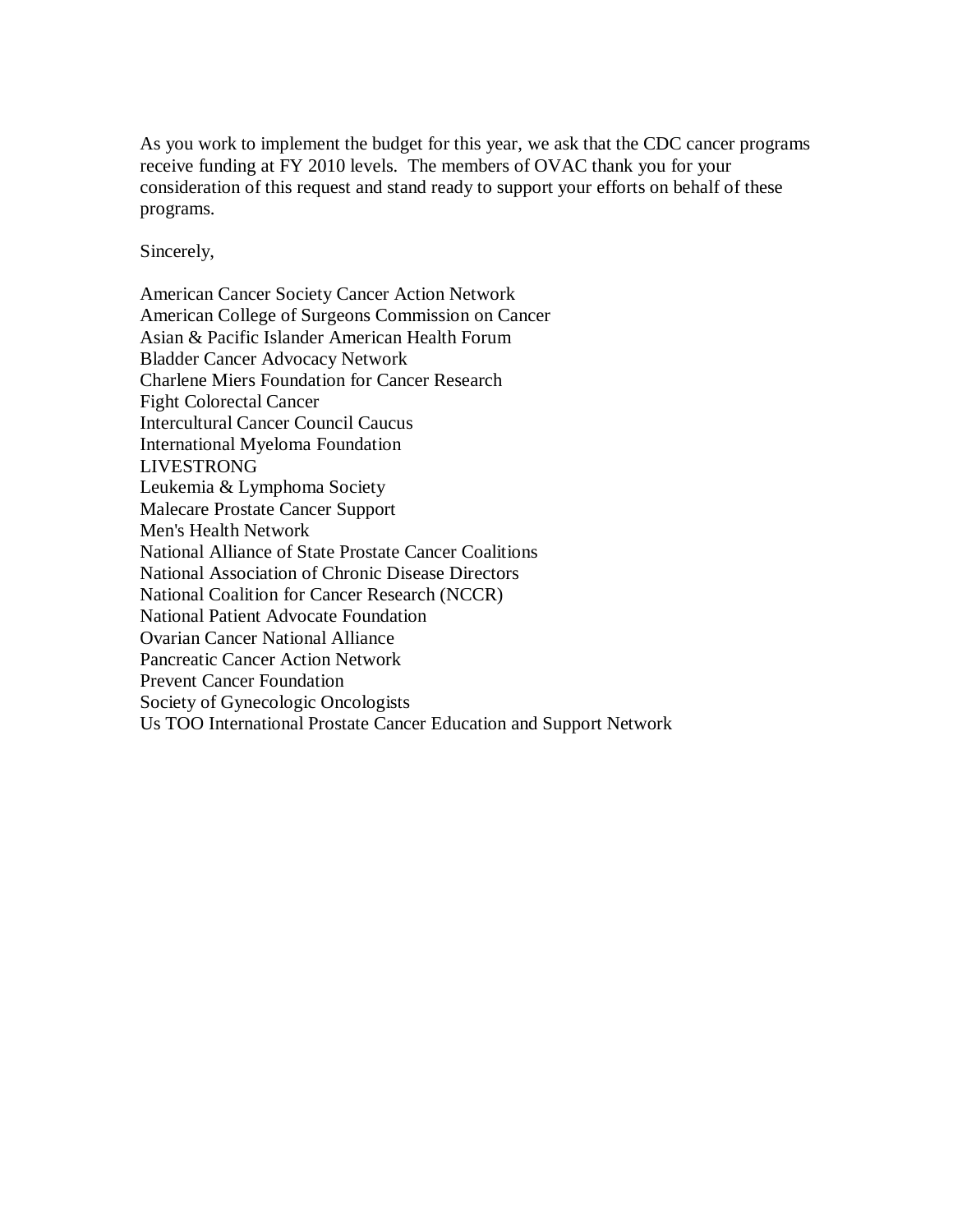As you work to implement the budget for this year, we ask that the CDC cancer programs receive funding at FY 2010 levels. The members of OVAC thank you for your consideration of this request and stand ready to support your efforts on behalf of these programs.

Sincerely,

American Cancer Society Cancer Action Network  
American College of Surgeons Commission on Cancer  
Asian & Pacific Islander American Health Forum  
Bladder Cancer Advocacy Network  
Charlene Miers Foundation for Cancer Research  
Fight Colorectal Cancer  
Intercultural Cancer Council Caucus  
International Myeloma Foundation  
LIVESTRONG  
Leukemia & Lymphoma Society  
Malecare Prostate Cancer Support  
Men's Health Network  
National Alliance of State Prostate Cancer Coalitions  
National Association of Chronic Disease Directors  
National Coalition for Cancer Research (NCCR)  
National Patient Advocate Foundation  
Ovarian Cancer National Alliance  
Pancreatic Cancer Action Network  
Prevent Cancer Foundation  
Society of Gynecologic Oncologists  
Us TOO International Prostate Cancer Education and Support Network